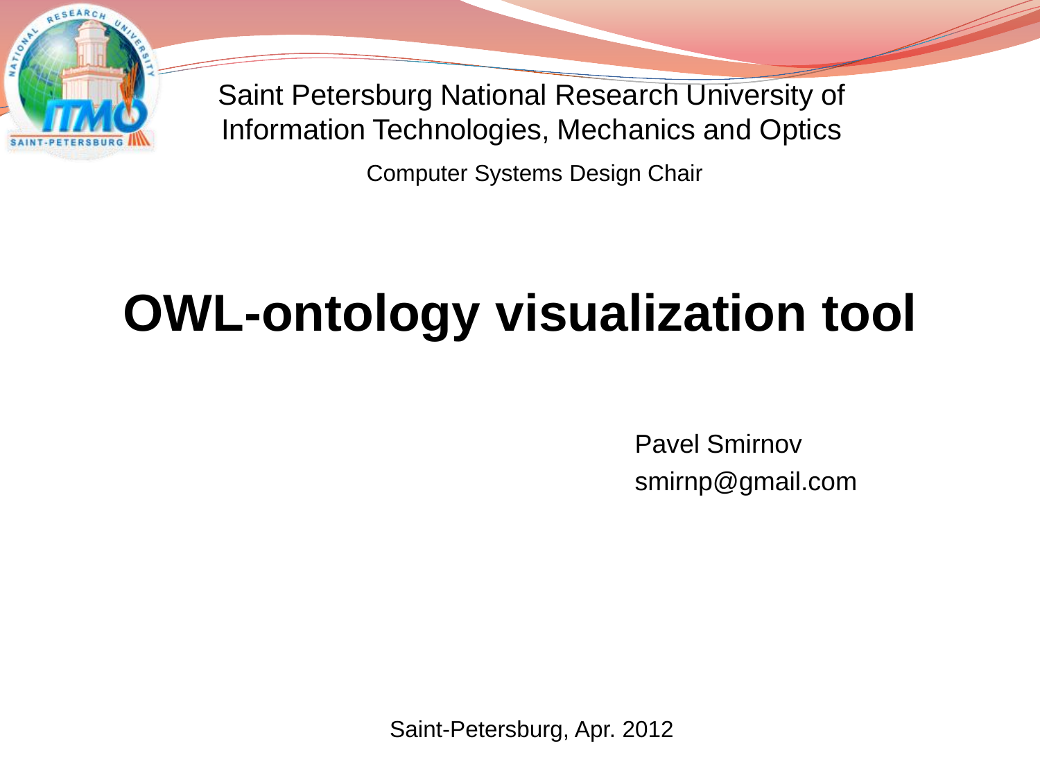Saint Petersburg National Research University of Information Technologies, Mechanics and Optics

Computer Systems Design Chair

# OWL-ontology visualization tool

Pavel Smirnov
smirnp@gmail.com

Saint-Petersburg, Apr. 2012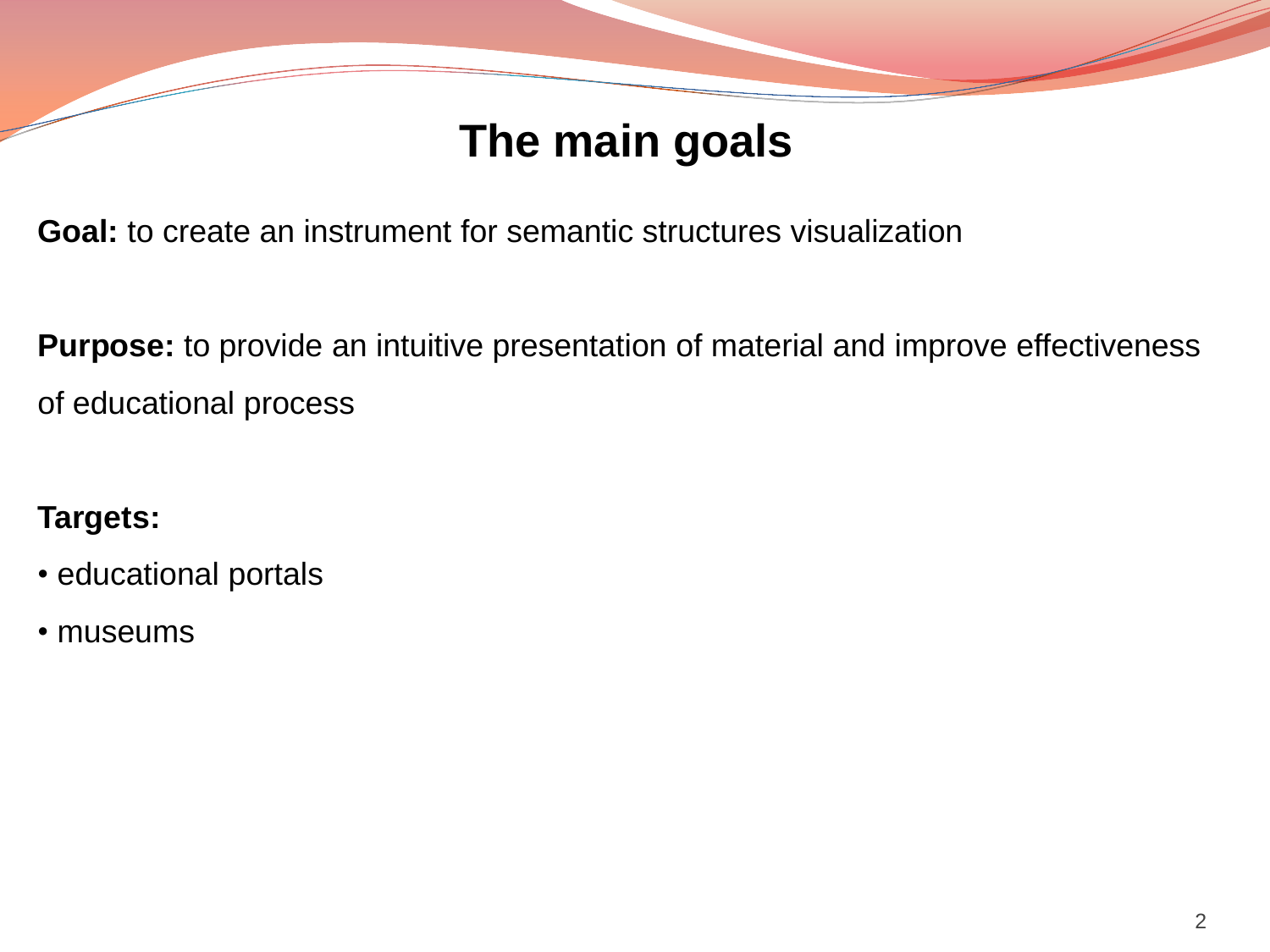# The main goals

**Goal:** to create an instrument for semantic structures visualization

**Purpose:** to provide an intuitive presentation of material and improve effectiveness of educational process

**Targets:**

- educational portals
- museums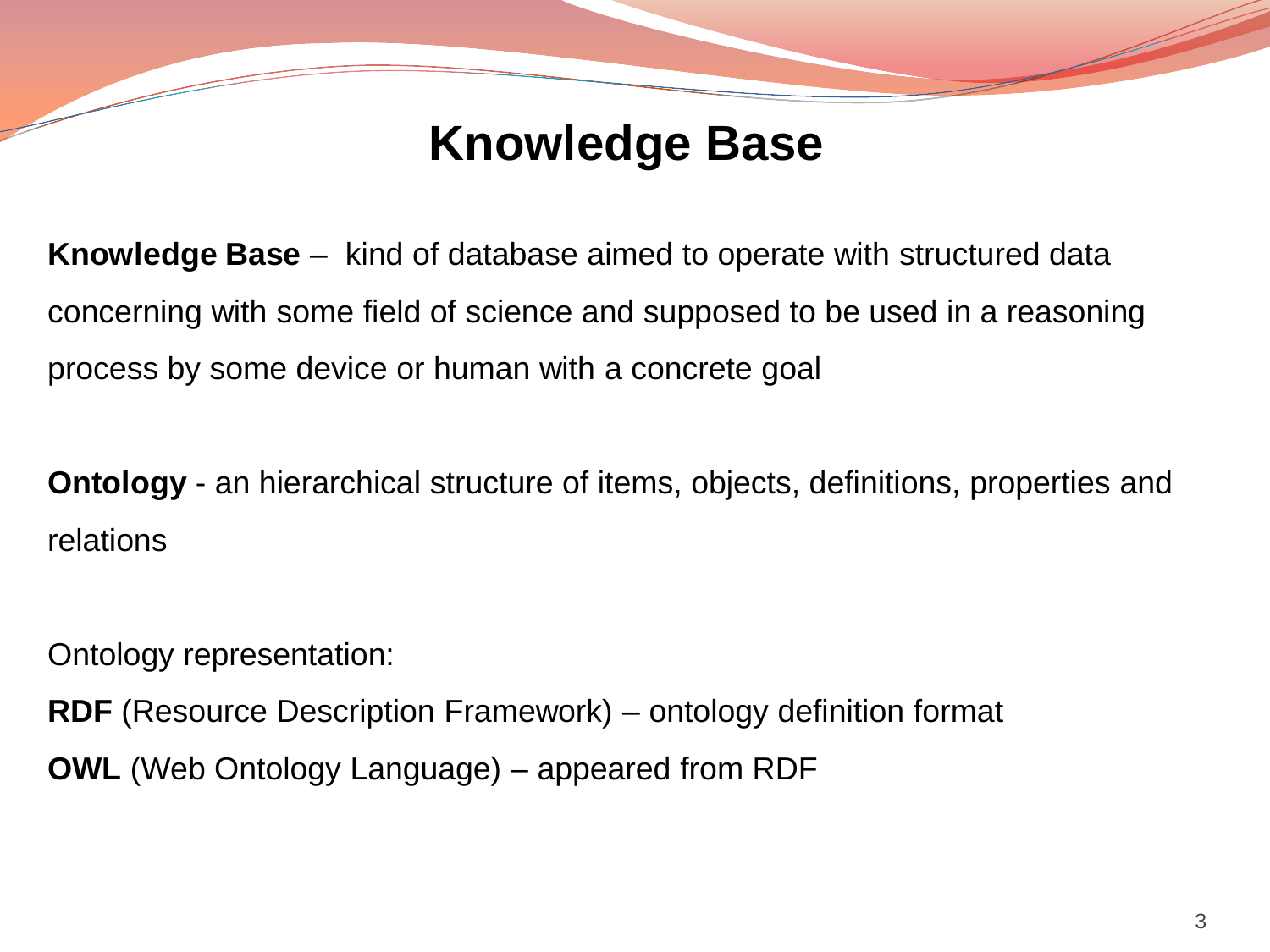# Knowledge Base

**Knowledge Base** – kind of database aimed to operate with structured data concerning with some field of science and supposed to be used in a reasoning process by some device or human with a concrete goal

**Ontology** - an hierarchical structure of items, objects, definitions, properties and relations

Ontology representation:

**RDF** (Resource Description Framework) – ontology definition format

**OWL** (Web Ontology Language) – appeared from RDF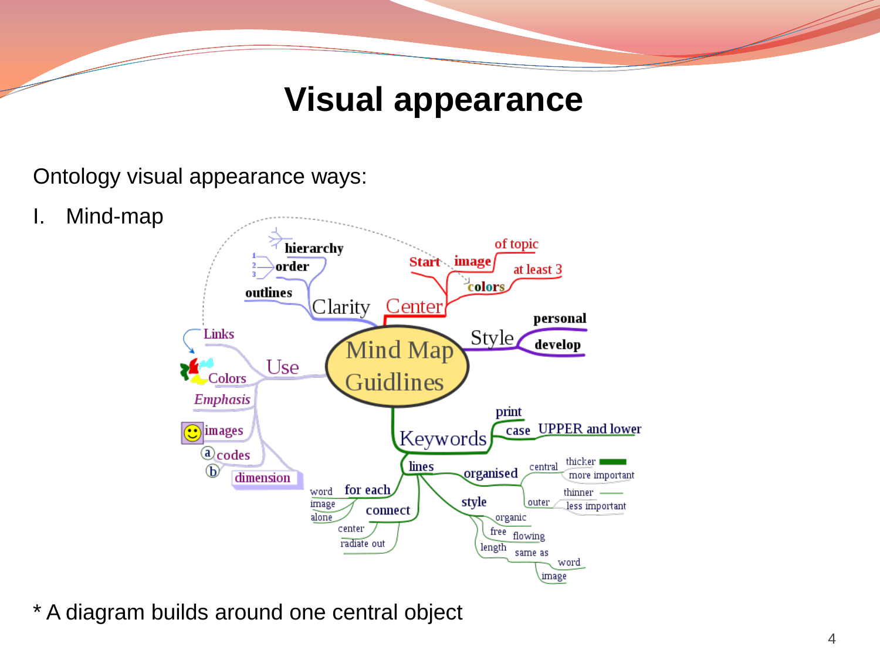# Visual appearance

Ontology visual appearance ways:

I. Mind-map

* A diagram builds around one central object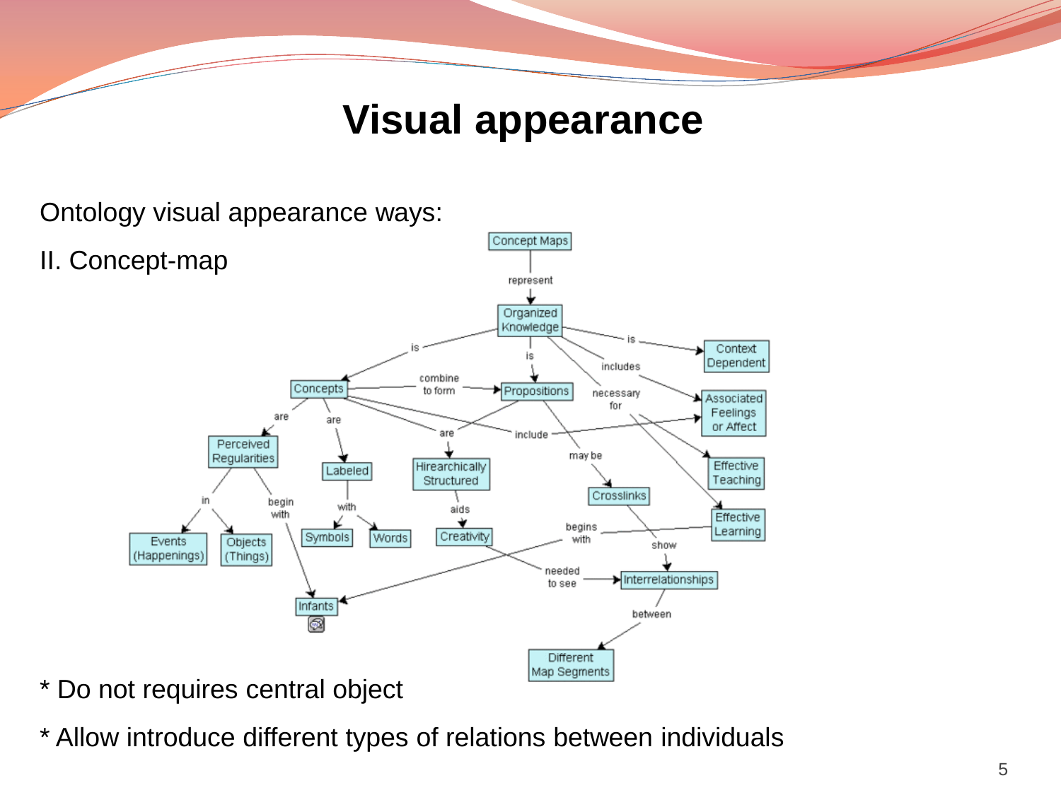# Visual appearance

Ontology visual appearance ways:

II. Concept-map

* Do not requires central object

* Allow introduce different types of relations between individuals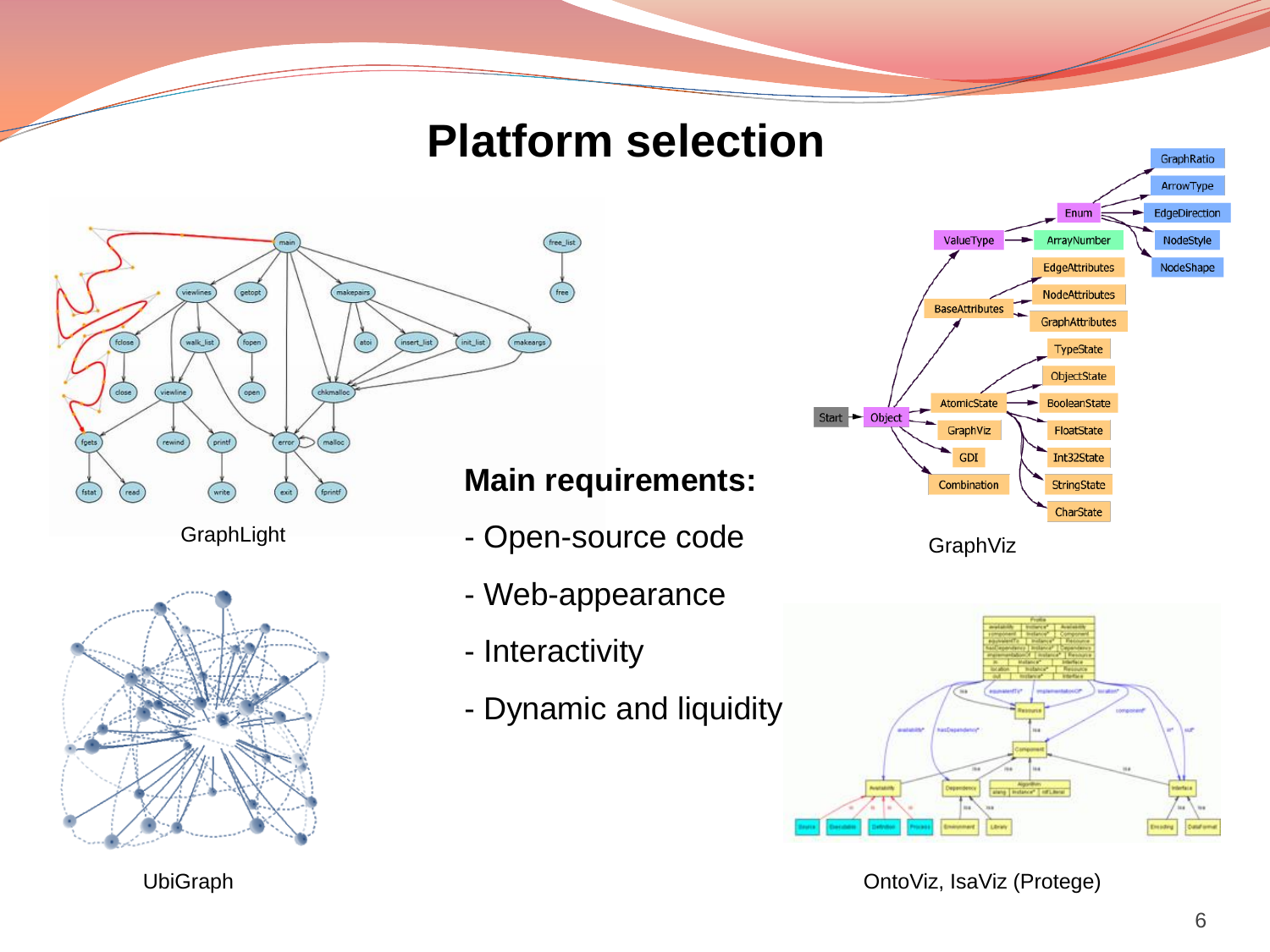# Platform selection

GraphLight

GraphViz

UbiGraph

OntoViz, IsaViz (Protege)

**Main requirements:**

- Open-source code
- Web-appearance
- Interactivity
- Dynamic and liquidity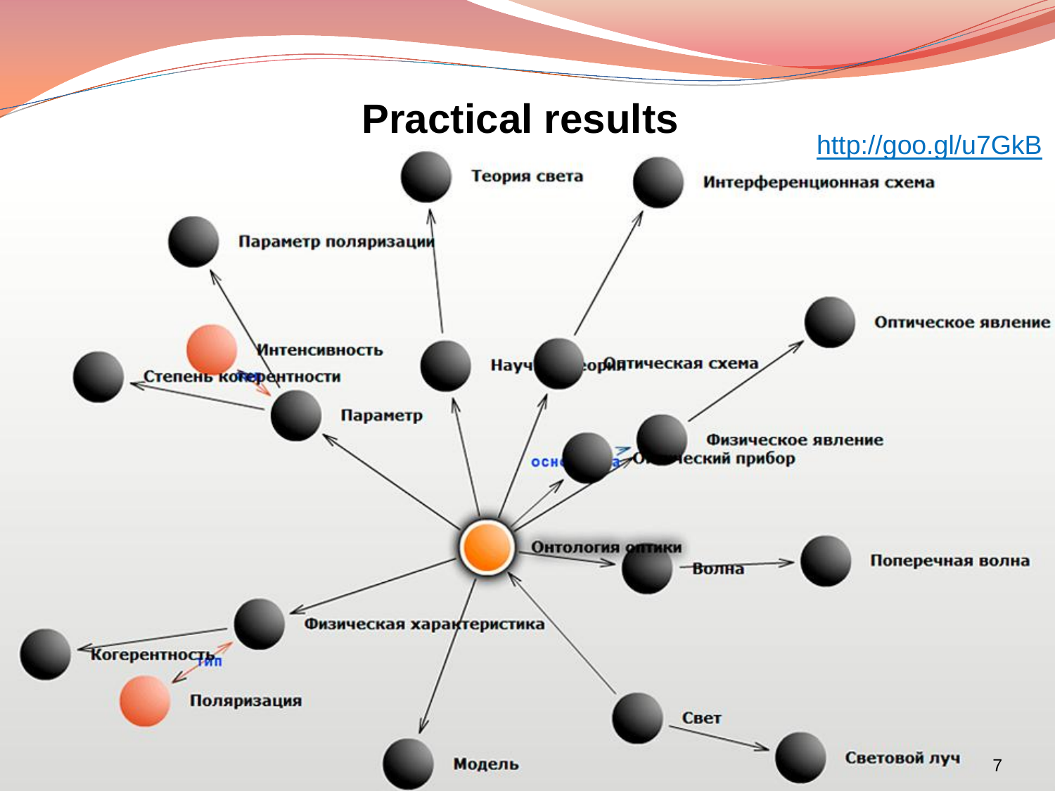# Practical results

http://goo.gl/u7GkB

Теория света

Интерференционная схема

Параметр поляризации

Оптическое явление

Интенсивность

Степень когерентности

Научная теория

Оптическая схема

Параметр

Физическое явление

основа

Оптический прибор

Онтология оптики

Волна

Поперечная волна

Физическая характеристика

Когерентность

тип

Поляризация

Свет

Световой луч

Модель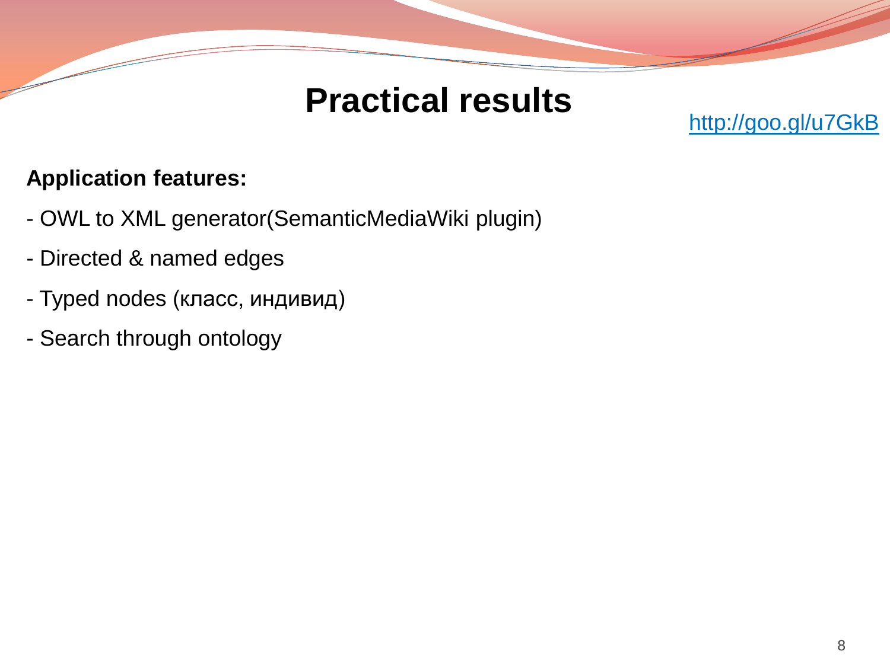# Practical results

http://goo.gl/u7GkB

**Application features:**

- OWL to XML generator(SemanticMediaWiki plugin)
- Directed & named edges
- Typed nodes (класс, индивид)
- Search through ontology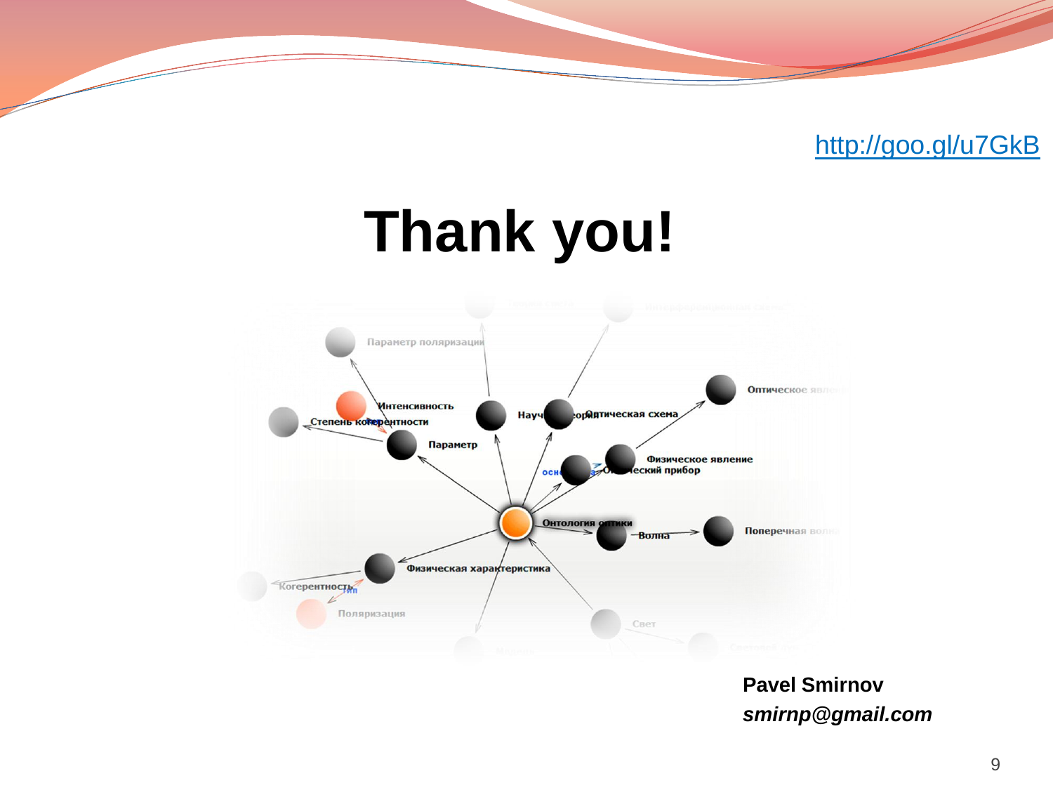http://goo.gl/u7GkB

# Thank you!

Параметр поляризации

Интенсивность

Степень когерентности

Параметр

Научная теория

Оптическая схема

Оптическое явление

Физическое явление

Оптический прибор

основа

Онтология оптики

Волна

Поперечная волна

Физическая характеристика

Когерентность

тип

Поляризация

Свет

**Pavel Smirnov**
***smirnp@gmail.com***